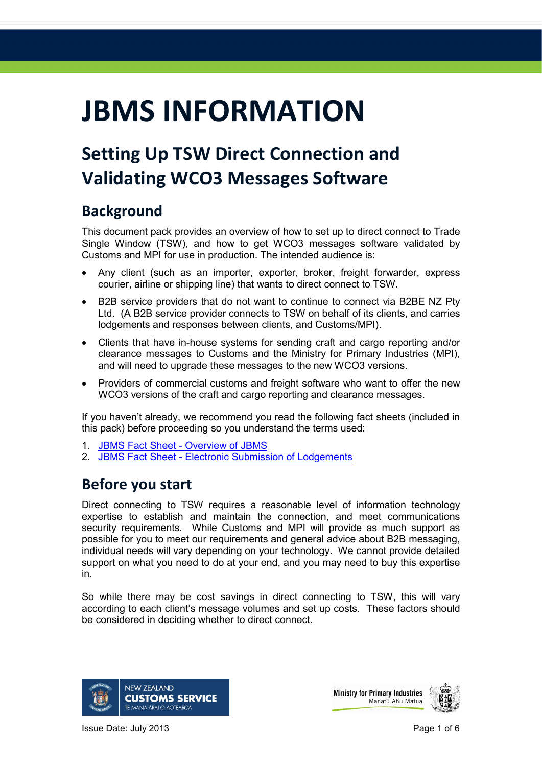# JBMS INFORMATION

## Setting Up TSW Direct Connection and Validating WCO3 Messages Software

### Background

This document pack provides an overview of how to set up to direct connect to Trade Single Window (TSW), and how to get WCO3 messages software validated by Customs and MPI for use in production. The intended audience is:

- Any client (such as an importer, exporter, broker, freight forwarder, express courier, airline or shipping line) that wants to direct connect to TSW.
- B2B service providers that do not want to continue to connect via B2BE NZ Pty Ltd. (A B2B service provider connects to TSW on behalf of its clients, and carries lodgements and responses between clients, and Customs/MPI).
- Clients that have in-house systems for sending craft and cargo reporting and/or clearance messages to Customs and the Ministry for Primary Industries (MPI), and will need to upgrade these messages to the new WCO3 versions.
- Providers of commercial customs and freight software who want to offer the new WCO3 versions of the craft and cargo reporting and clearance messages.

If you haven't already, we recommend you read the following fact sheets (included in this pack) before proceeding so you understand the terms used:

1. JBMS Fact Sheet - Overview of JBMS
2. JBMS Fact Sheet - Electronic Submission of Lodgements

### Before you start

Direct connecting to TSW requires a reasonable level of information technology expertise to establish and maintain the connection, and meet communications security requirements. While Customs and MPI will provide as much support as possible for you to meet our requirements and general advice about B2B messaging, individual needs will vary depending on your technology. We cannot provide detailed support on what you need to do at your end, and you may need to buy this expertise in.

So while there may be cost savings in direct connecting to TSW, this will vary according to each client's message volumes and set up costs. These factors should be considered in deciding whether to direct connect.

Issue Date: July 2013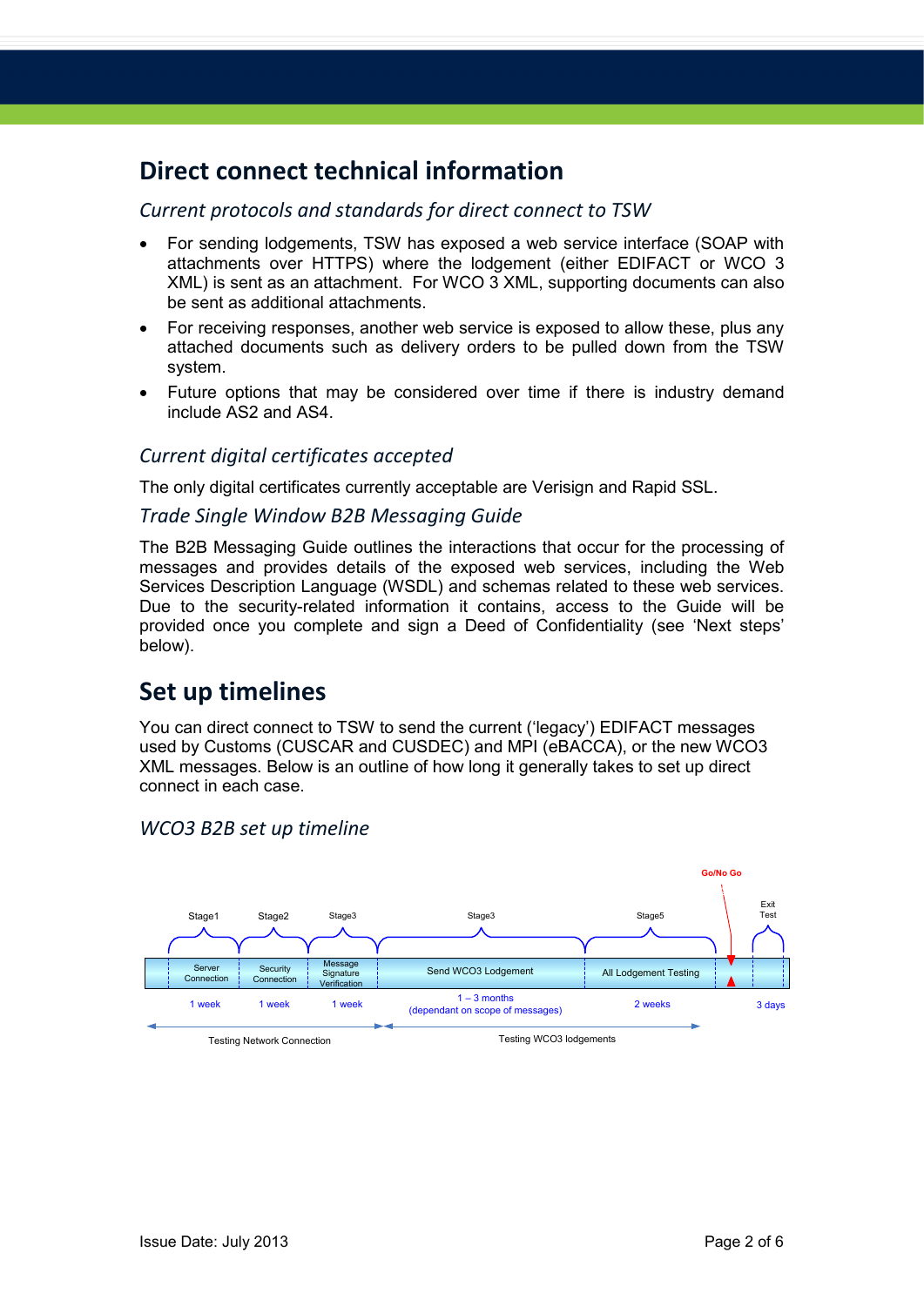# Direct connect technical information

### *Current protocols and standards for direct connect to TSW*

- For sending lodgements, TSW has exposed a web service interface (SOAP with attachments over HTTPS) where the lodgement (either EDIFACT or WCO 3 XML) is sent as an attachment. For WCO 3 XML, supporting documents can also be sent as additional attachments.
- For receiving responses, another web service is exposed to allow these, plus any attached documents such as delivery orders to be pulled down from the TSW system.
- Future options that may be considered over time if there is industry demand include AS2 and AS4.

### *Current digital certificates accepted*

The only digital certificates currently acceptable are Verisign and Rapid SSL.

### *Trade Single Window B2B Messaging Guide*

The B2B Messaging Guide outlines the interactions that occur for the processing of messages and provides details of the exposed web services, including the Web Services Description Language (WSDL) and schemas related to these web services. Due to the security-related information it contains, access to the Guide will be provided once you complete and sign a Deed of Confidentiality (see 'Next steps' below).

# Set up timelines

You can direct connect to TSW to send the current ('legacy') EDIFACT messages used by Customs (CUSCAR and CUSDEC) and MPI (eBACCA), or the new WCO3 XML messages. Below is an outline of how long it generally takes to set up direct connect in each case.

### *WCO3 B2B set up timeline*

| Stage1 | Stage2 | Stage3 | Stage3 | Stage5 | Go/No Go | Exit Test |
|---|---|---|---|---|---|---|
| Server Connection | Security Connection | Message Signature Verification | Send WCO3 Lodgement | All Lodgement Testing | | |
| 1 week | 1 week | 1 week | 1 – 3 months (dependant on scope of messages) | 2 weeks | | 3 days |
| Testing Network Connection | | | Testing WCO3 lodgements | | | |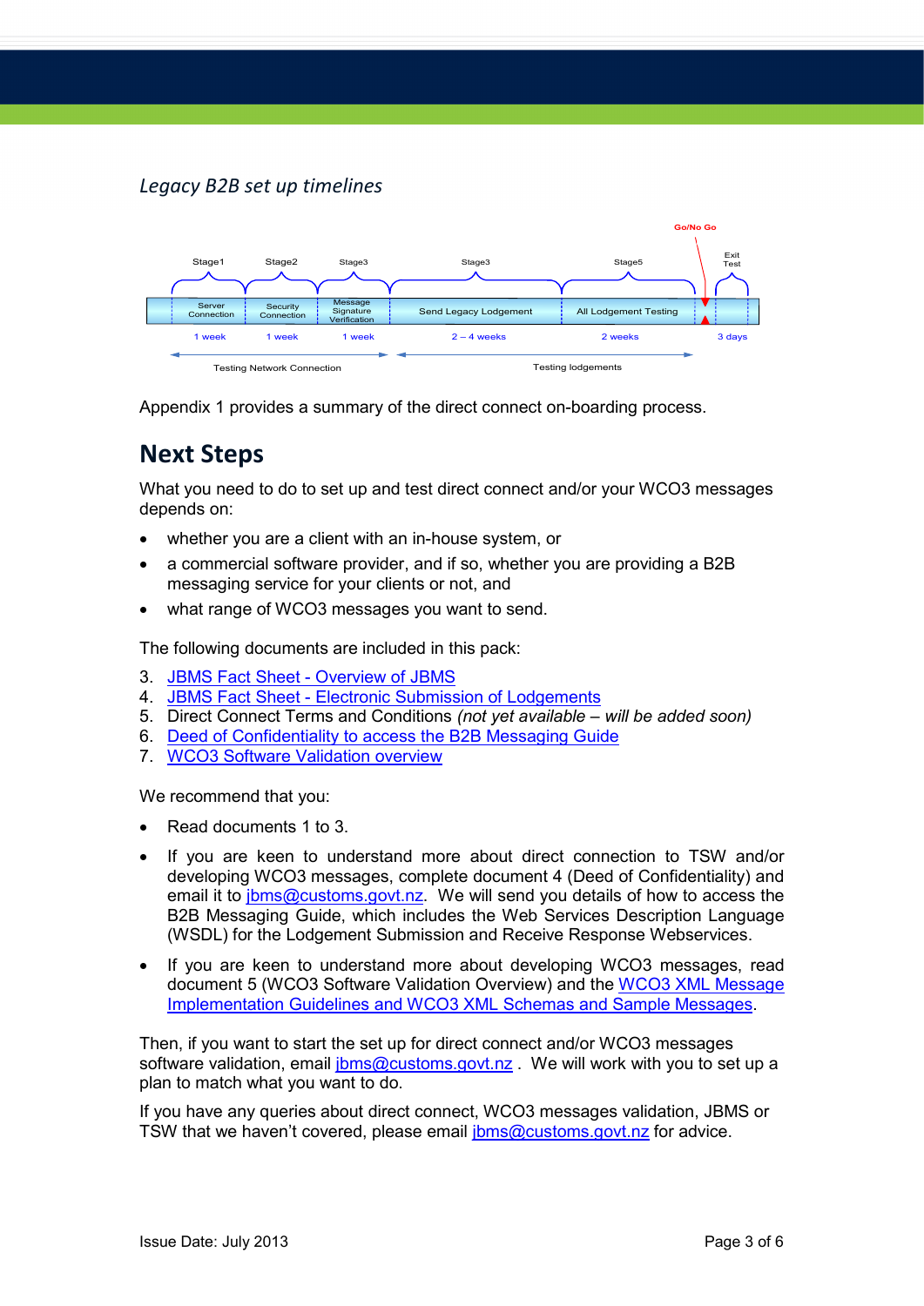*Legacy B2B set up timelines*

| | Stage1 | Stage2 | Stage3 | Stage3 | Stage5 | Go/No Go | Exit Test |
|---|---|---|---|---|---|---|---|
| | Server Connection | Security Connection | Message Signature Verification | Send Legacy Lodgement | All Lodgement Testing | | |
| | 1 week | 1 week | 1 week | 2 – 4 weeks | 2 weeks | | 3 days |
| | Testing Network Connection | | | Testing lodgements | | | |

Appendix 1 provides a summary of the direct connect on-boarding process.

## Next Steps

What you need to do to set up and test direct connect and/or your WCO3 messages depends on:

- whether you are a client with an in-house system, or
- a commercial software provider, and if so, whether you are providing a B2B messaging service for your clients or not, and
- what range of WCO3 messages you want to send.

The following documents are included in this pack:

3. JBMS Fact Sheet - Overview of JBMS
4. JBMS Fact Sheet - Electronic Submission of Lodgements
5. Direct Connect Terms and Conditions *(not yet available – will be added soon)*
6. Deed of Confidentiality to access the B2B Messaging Guide
7. WCO3 Software Validation overview

We recommend that you:

- Read documents 1 to 3.
- If you are keen to understand more about direct connection to TSW and/or developing WCO3 messages, complete document 4 (Deed of Confidentiality) and email it to jbms@customs.govt.nz. We will send you details of how to access the B2B Messaging Guide, which includes the Web Services Description Language (WSDL) for the Lodgement Submission and Receive Response Webservices.
- If you are keen to understand more about developing WCO3 messages, read document 5 (WCO3 Software Validation Overview) and the WCO3 XML Message Implementation Guidelines and WCO3 XML Schemas and Sample Messages.

Then, if you want to start the set up for direct connect and/or WCO3 messages software validation, email jbms@customs.govt.nz . We will work with you to set up a plan to match what you want to do.

If you have any queries about direct connect, WCO3 messages validation, JBMS or TSW that we haven't covered, please email jbms@customs.govt.nz for advice.

Issue Date: July 2013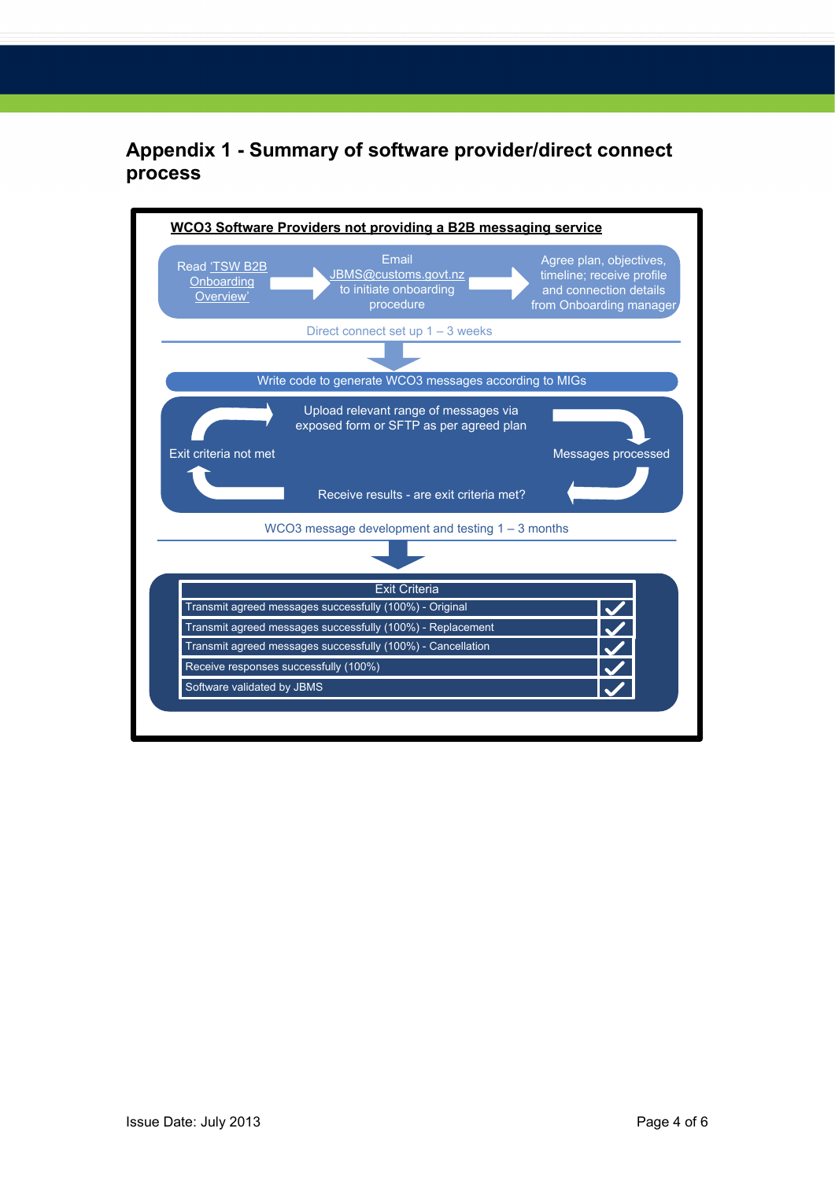# Appendix 1 - Summary of software provider/direct connect process

**WCO3 Software Providers not providing a B2B messaging service**

Read 'TSW B2B Onboarding Overview' → Email JBMS@customs.govt.nz to initiate onboarding procedure → Agree plan, objectives, timeline; receive profile and connection details from Onboarding manager

Direct connect set up 1 – 3 weeks

Write code to generate WCO3 messages according to MIGs

Upload relevant range of messages via exposed form or SFTP as per agreed plan

Messages processed

Receive results - are exit criteria met?

Exit criteria not met

WCO3 message development and testing 1 – 3 months

| Exit Criteria | |
|---|---|
| Transmit agreed messages successfully (100%) - Original | ✓ |
| Transmit agreed messages successfully (100%) - Replacement | ✓ |
| Transmit agreed messages successfully (100%) - Cancellation | ✓ |
| Receive responses successfully (100%) | ✓ |
| Software validated by JBMS | ✓ |

Issue Date: July 2013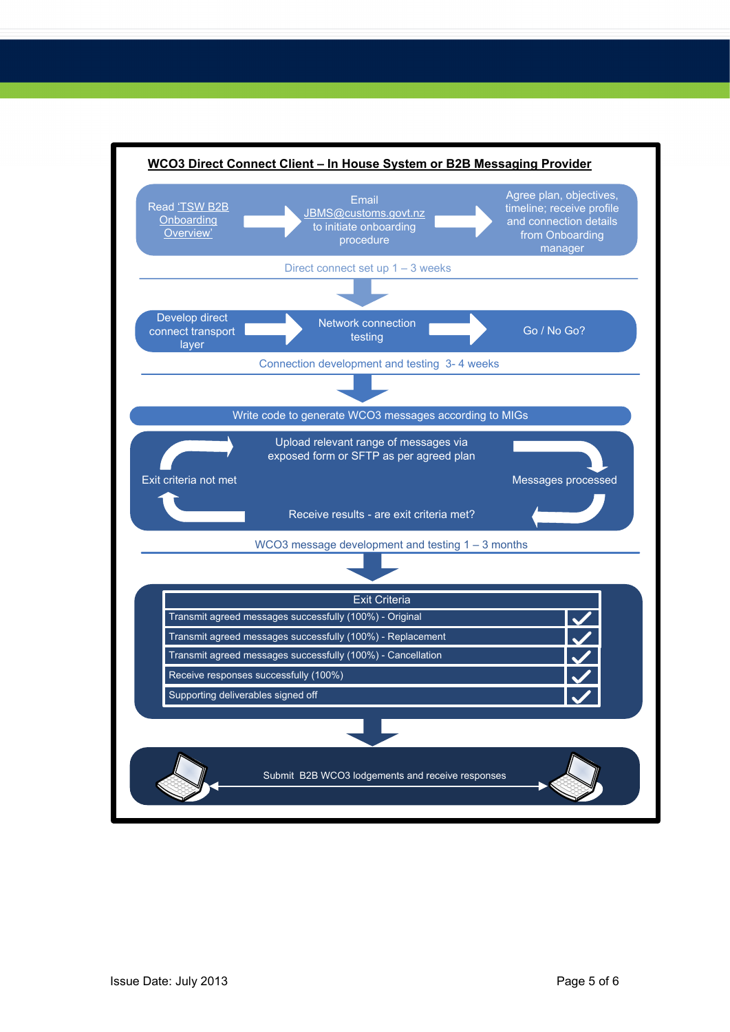## WCO3 Direct Connect Client – In House System or B2B Messaging Provider

Read 'TSW B2B Onboarding Overview' → Email JBMS@customs.govt.nz to initiate onboarding procedure → Agree plan, objectives, timeline; receive profile and connection details from Onboarding manager

Direct connect set up 1 – 3 weeks

Develop direct connect transport layer → Network connection testing → Go / No Go?

Connection development and testing 3- 4 weeks

Write code to generate WCO3 messages according to MIGs

Upload relevant range of messages via exposed form or SFTP as per agreed plan

Messages processed

Receive results - are exit criteria met?

Exit criteria not met

WCO3 message development and testing 1 – 3 months

| Exit Criteria | |
|---|---|
| Transmit agreed messages successfully (100%) - Original | ✓ |
| Transmit agreed messages successfully (100%) - Replacement | ✓ |
| Transmit agreed messages successfully (100%) - Cancellation | ✓ |
| Receive responses successfully (100%) | ✓ |
| Supporting deliverables signed off | ✓ |

Submit B2B WCO3 lodgements and receive responses

Issue Date: July 2013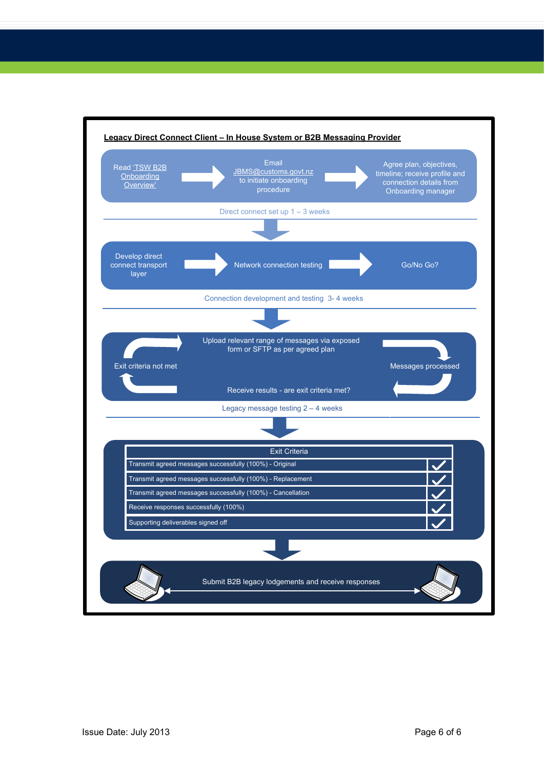**Legacy Direct Connect Client – In House System or B2B Messaging Provider**

Read 'TSW B2B Onboarding Overview'

Email JBMS@customs.govt.nz to initiate onboarding procedure

Agree plan, objectives, timeline; receive profile and connection details from Onboarding manager

Direct connect set up 1 – 3 weeks

Develop direct connect transport layer

Network connection testing

Go/No Go?

Connection development and testing 3- 4 weeks

Upload relevant range of messages via exposed form or SFTP as per agreed plan

Exit criteria not met

Messages processed

Receive results - are exit criteria met?

Legacy message testing 2 – 4 weeks

| Exit Criteria | |
|---|---|
| Transmit agreed messages successfully (100%) - Original | ✓ |
| Transmit agreed messages successfully (100%) - Replacement | ✓ |
| Transmit agreed messages successfully (100%) - Cancellation | ✓ |
| Receive responses successfully (100%) | ✓ |
| Supporting deliverables signed off | ✓ |

Submit B2B legacy lodgements and receive responses

Issue Date: July 2013